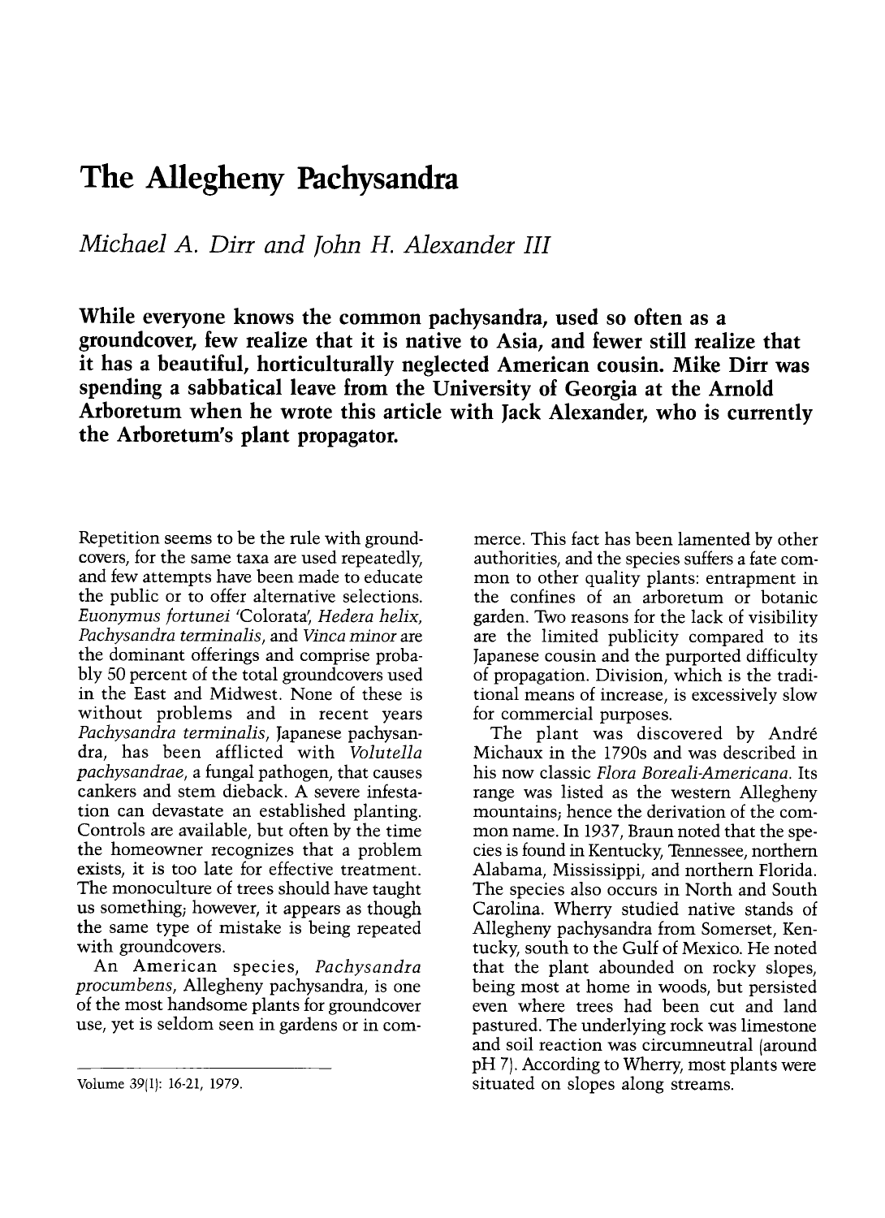# The Allegheny Pachysandra

*Michael A. Dirr and John H. Alexander III*

**While everyone knows the common pachysandra, used so often as a groundcover, few realize that it is native to Asia, and fewer still realize that it has a beautiful, horticulturally neglected American cousin. Mike Dirr was spending a sabbatical leave from the University of Georgia at the Arnold Arboretum when he wrote this article with Jack Alexander, who is currently the Arboretum's plant propagator.**

Repetition seems to be the rule with groundcovers, for the same taxa are used repeatedly, and few attempts have been made to educate the public or to offer alternative selections. *Euonymus fortunei* 'Colorata', *Hedera helix*, *Pachysandra terminalis*, and *Vinca minor* are the dominant offerings and comprise probably 50 percent of the total groundcovers used in the East and Midwest. None of these is without problems and in recent years *Pachysandra terminalis*, Japanese pachysandra, has been afflicted with *Volutella pachysandrae*, a fungal pathogen, that causes cankers and stem dieback. A severe infestation can devastate an established planting. Controls are available, but often by the time the homeowner recognizes that a problem exists, it is too late for effective treatment. The monoculture of trees should have taught us something; however, it appears as though the same type of mistake is being repeated with groundcovers.

An American species, *Pachysandra procumbens*, Allegheny pachysandra, is one of the most handsome plants for groundcover use, yet is seldom seen in gardens or in commerce. This fact has been lamented by other authorities, and the species suffers a fate common to other quality plants: entrapment in the confines of an arboretum or botanic garden. Two reasons for the lack of visibility are the limited publicity compared to its Japanese cousin and the purported difficulty of propagation. Division, which is the traditional means of increase, is excessively slow for commercial purposes.

The plant was discovered by André Michaux in the 1790s and was described in his now classic *Flora Boreali-Americana*. Its range was listed as the western Allegheny mountains; hence the derivation of the common name. In 1937, Braun noted that the species is found in Kentucky, Tennessee, northern Alabama, Mississippi, and northern Florida. The species also occurs in North and South Carolina. Wherry studied native stands of Allegheny pachysandra from Somerset, Kentucky, south to the Gulf of Mexico. He noted that the plant abounded on rocky slopes, being most at home in woods, but persisted even where trees had been cut and land pastured. The underlying rock was limestone and soil reaction was circumneutral (around pH 7). According to Wherry, most plants were situated on slopes along streams.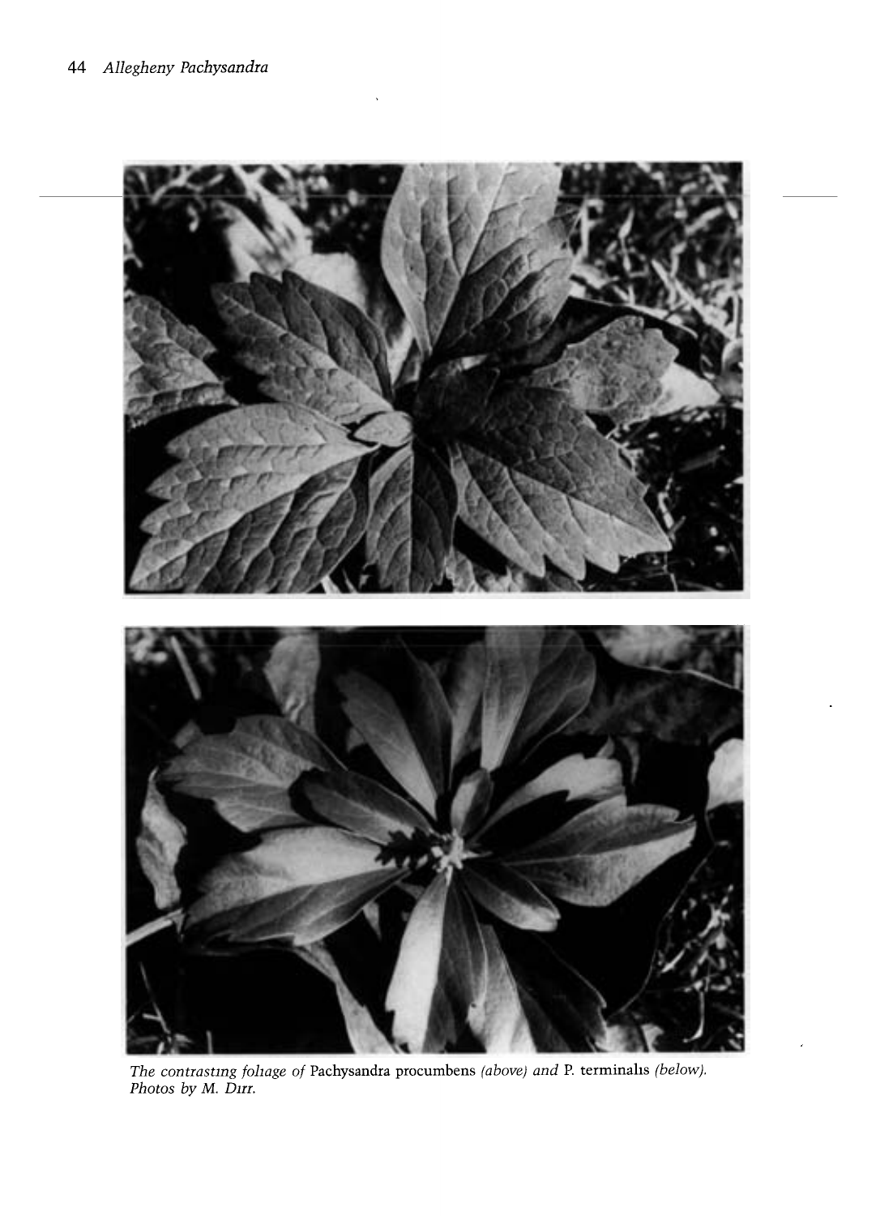*The contrasting foliage of* Pachysandra procumbens *(above) and* P. terminalis *(below). Photos by M. Dirr.*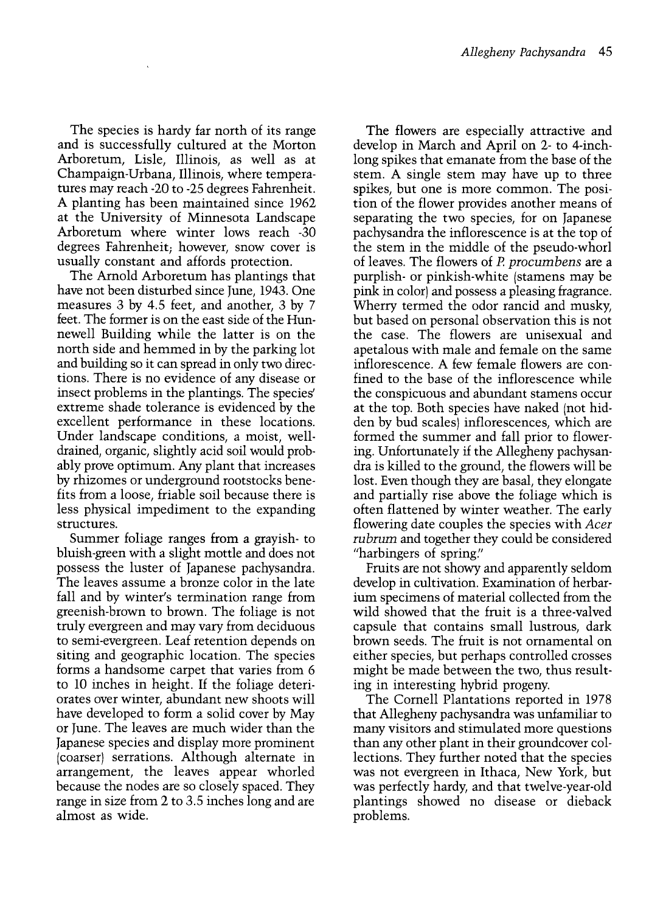The species is hardy far north of its range and is successfully cultured at the Morton Arboretum, Lisle, Illinois, as well as at Champaign-Urbana, Illinois, where temperatures may reach -20 to -25 degrees Fahrenheit. A planting has been maintained since 1962 at the University of Minnesota Landscape Arboretum where winter lows reach -30 degrees Fahrenheit; however, snow cover is usually constant and affords protection.

The Arnold Arboretum has plantings that have not been disturbed since June, 1943. One measures 3 by 4.5 feet, and another, 3 by 7 feet. The former is on the east side of the Hunnewell Building while the latter is on the north side and hemmed in by the parking lot and building so it can spread in only two directions. There is no evidence of any disease or insect problems in the plantings. The species' extreme shade tolerance is evidenced by the excellent performance in these locations. Under landscape conditions, a moist, well-drained, organic, slightly acid soil would probably prove optimum. Any plant that increases by rhizomes or underground rootstocks benefits from a loose, friable soil because there is less physical impediment to the expanding structures.

Summer foliage ranges from a grayish- to bluish-green with a slight mottle and does not possess the luster of Japanese pachysandra. The leaves assume a bronze color in the late fall and by winter's termination range from greenish-brown to brown. The foliage is not truly evergreen and may vary from deciduous to semi-evergreen. Leaf retention depends on siting and geographic location. The species forms a handsome carpet that varies from 6 to 10 inches in height. If the foliage deteriorates over winter, abundant new shoots will have developed to form a solid cover by May or June. The leaves are much wider than the Japanese species and display more prominent (coarser) serrations. Although alternate in arrangement, the leaves appear whorled because the nodes are so closely spaced. They range in size from 2 to 3.5 inches long and are almost as wide.

The flowers are especially attractive and develop in March and April on 2- to 4-inch-long spikes that emanate from the base of the stem. A single stem may have up to three spikes, but one is more common. The position of the flower provides another means of separating the two species, for on Japanese pachysandra the inflorescence is at the top of the stem in the middle of the pseudo-whorl of leaves. The flowers of *P. procumbens* are a purplish- or pinkish-white (stamens may be pink in color) and possess a pleasing fragrance. Wherry termed the odor rancid and musky, but based on personal observation this is not the case. The flowers are unisexual and apetalous with male and female on the same inflorescence. A few female flowers are confined to the base of the inflorescence while the conspicuous and abundant stamens occur at the top. Both species have naked (not hidden by bud scales) inflorescences, which are formed the summer and fall prior to flowering. Unfortunately if the Allegheny pachysandra is killed to the ground, the flowers will be lost. Even though they are basal, they elongate and partially rise above the foliage which is often flattened by winter weather. The early flowering date couples the species with *Acer rubrum* and together they could be considered "harbingers of spring."

Fruits are not showy and apparently seldom develop in cultivation. Examination of herbarium specimens of material collected from the wild showed that the fruit is a three-valved capsule that contains small lustrous, dark brown seeds. The fruit is not ornamental on either species, but perhaps controlled crosses might be made between the two, thus resulting in interesting hybrid progeny.

The Cornell Plantations reported in 1978 that Allegheny pachysandra was unfamiliar to many visitors and stimulated more questions than any other plant in their groundcover collections. They further noted that the species was not evergreen in Ithaca, New York, but was perfectly hardy, and that twelve-year-old plantings showed no disease or dieback problems.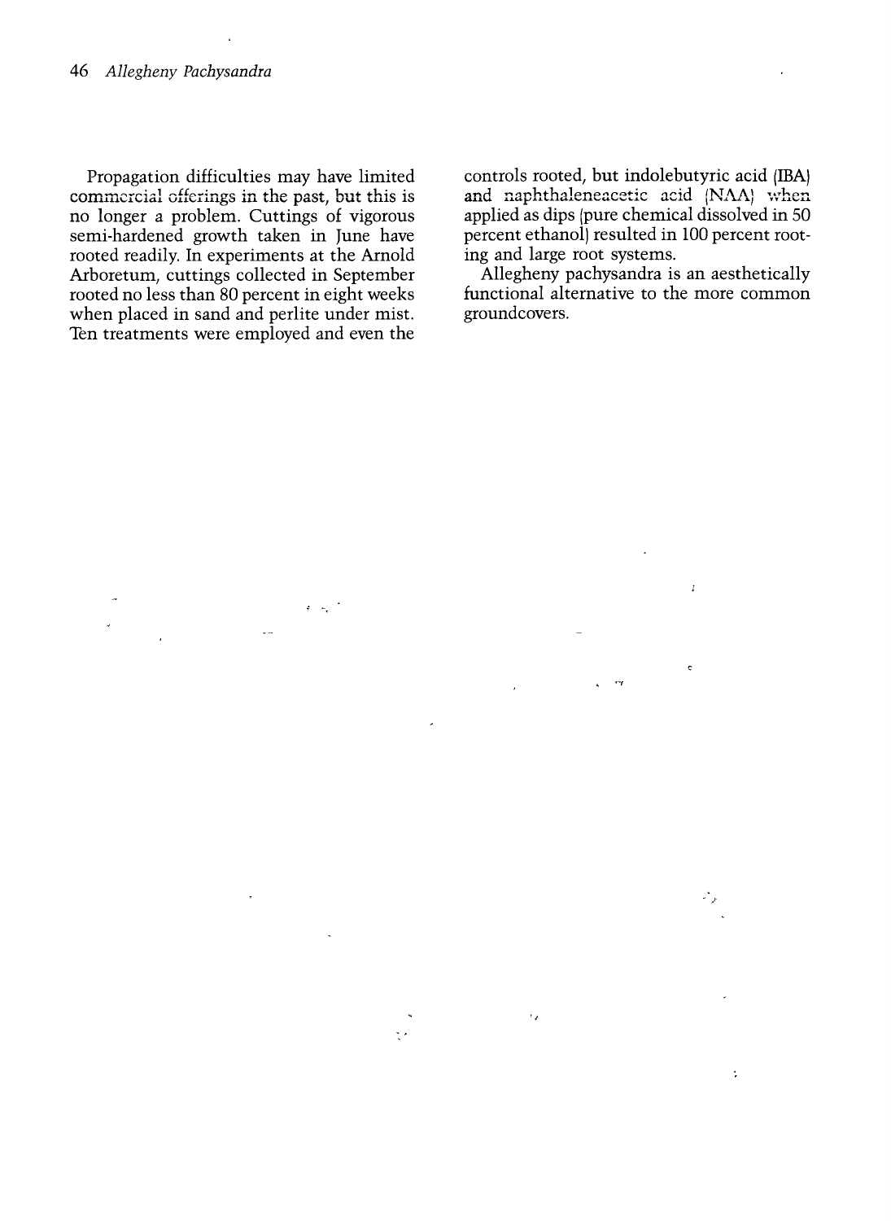Propagation difficulties may have limited commercial offerings in the past, but this is no longer a problem. Cuttings of vigorous semi-hardened growth taken in June have rooted readily. In experiments at the Arnold Arboretum, cuttings collected in September rooted no less than 80 percent in eight weeks when placed in sand and perlite under mist. Ten treatments were employed and even the controls rooted, but indolebutyric acid (IBA) and naphthaleneacetic acid (NAA) when applied as dips (pure chemical dissolved in 50 percent ethanol) resulted in 100 percent rooting and large root systems.

Allegheny pachysandra is an aesthetically functional alternative to the more common groundcovers.